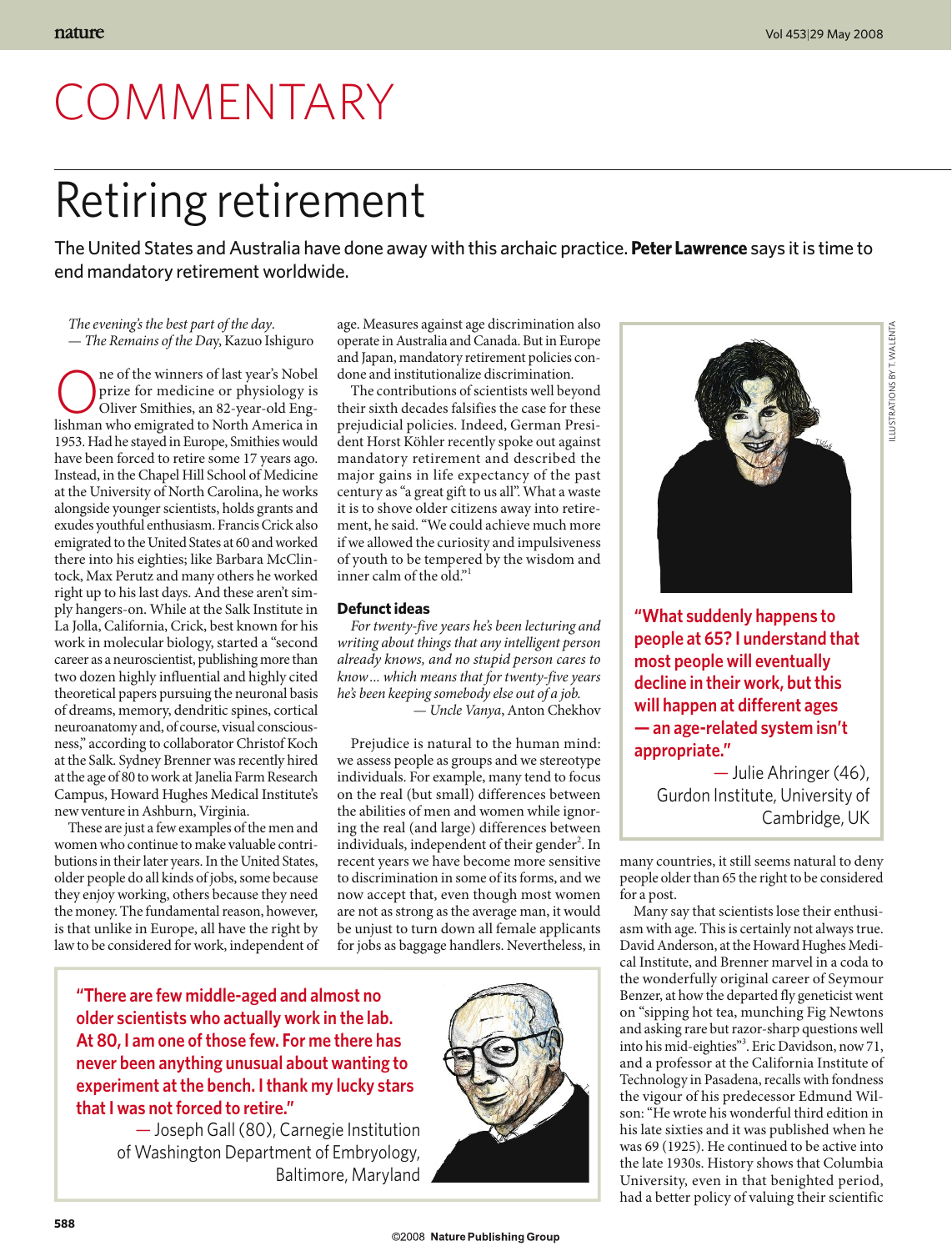# COMMENTARY

# Retiring retirement

The United States and Australia have done away with this archaic practice. **Peter Lawrence** says it is time to end mandatory retirement worldwide.

*The evening's the best part of the day.*
— *The Remains of the Day*, Kazuo Ishiguro

One of the winners of last year's Nobel prize for medicine or physiology is Oliver Smithies, an 82-year-old Englishman who emigrated to North America in 1953. Had he stayed in Europe, Smithies would have been forced to retire some 17 years ago. Instead, in the Chapel Hill School of Medicine at the University of North Carolina, he works alongside younger scientists, holds grants and exudes youthful enthusiasm. Francis Crick also emigrated to the United States at 60 and worked there into his eighties; like Barbara McClintock, Max Perutz and many others he worked right up to his last days. And these aren't simply hangers-on. While at the Salk Institute in La Jolla, California, Crick, best known for his work in molecular biology, started a "second career as a neuroscientist, publishing more than two dozen highly influential and highly cited theoretical papers pursuing the neuronal basis of dreams, memory, dendritic spines, cortical neuroanatomy and, of course, visual consciousness," according to collaborator Christof Koch at the Salk. Sydney Brenner was recently hired at the age of 80 to work at Janelia Farm Research Campus, Howard Hughes Medical Institute's new venture in Ashburn, Virginia.

These are just a few examples of the men and women who continue to make valuable contributions in their later years. In the United States, older people do all kinds of jobs, some because they enjoy working, others because they need the money. The fundamental reason, however, is that unlike in Europe, all have the right by law to be considered for work, independent of age. Measures against age discrimination also operate in Australia and Canada. But in Europe and Japan, mandatory retirement policies condone and institutionalize discrimination.

The contributions of scientists well beyond their sixth decades falsifies the case for these prejudicial policies. Indeed, German President Horst Köhler recently spoke out against mandatory retirement and described the major gains in life expectancy of the past century as "a great gift to us all". What a waste it is to shove older citizens away into retirement, he said. "We could achieve much more if we allowed the curiosity and impulsiveness of youth to be tempered by the wisdom and inner calm of the old."[1]

## Defunct ideas

*For twenty-five years he's been lecturing and writing about things that any intelligent person already knows, and no stupid person cares to know… which means that for twenty-five years he's been keeping somebody else out of a job.*
— *Uncle Vanya*, Anton Chekhov

Prejudice is natural to the human mind: we assess people as groups and we stereotype individuals. For example, many tend to focus on the real (but small) differences between the abilities of men and women while ignoring the real (and large) differences between individuals, independent of their gender[2]. In recent years we have become more sensitive to discrimination in some of its forms, and we now accept that, even though most women are not as strong as the average man, it would be unjust to turn down all female applicants for jobs as baggage handlers. Nevertheless, in many countries, it still seems natural to deny people older than 65 the right to be considered for a post.

Many say that scientists lose their enthusiasm with age. This is certainly not always true. David Anderson, at the Howard Hughes Medical Institute, and Brenner marvel in a coda to the wonderfully original career of Seymour Benzer, at how the departed fly geneticist went on "sipping hot tea, munching Fig Newtons and asking rare but razor-sharp questions well into his mid-eighties"[3]. Eric Davidson, now 71, and a professor at the California Institute of Technology in Pasadena, recalls with fondness the vigour of his predecessor Edmund Wilson: "He wrote his wonderful third edition in his late sixties and it was published when he was 69 (1925). He continued to be active into the late 1930s. History shows that Columbia University, even in that benighted period, had a better policy of valuing their scientific

**"What suddenly happens to people at 65? I understand that most people will eventually decline in their work, but this will happen at different ages — an age-related system isn't appropriate."**
— Julie Ahringer (46), Gurdon Institute, University of Cambridge, UK

**"There are few middle-aged and almost no older scientists who actually work in the lab. At 80, I am one of those few. For me there has never been anything unusual about wanting to experiment at the bench. I thank my lucky stars that I was not forced to retire."**
— Joseph Gall (80), Carnegie Institution of Washington Department of Embryology, Baltimore, Maryland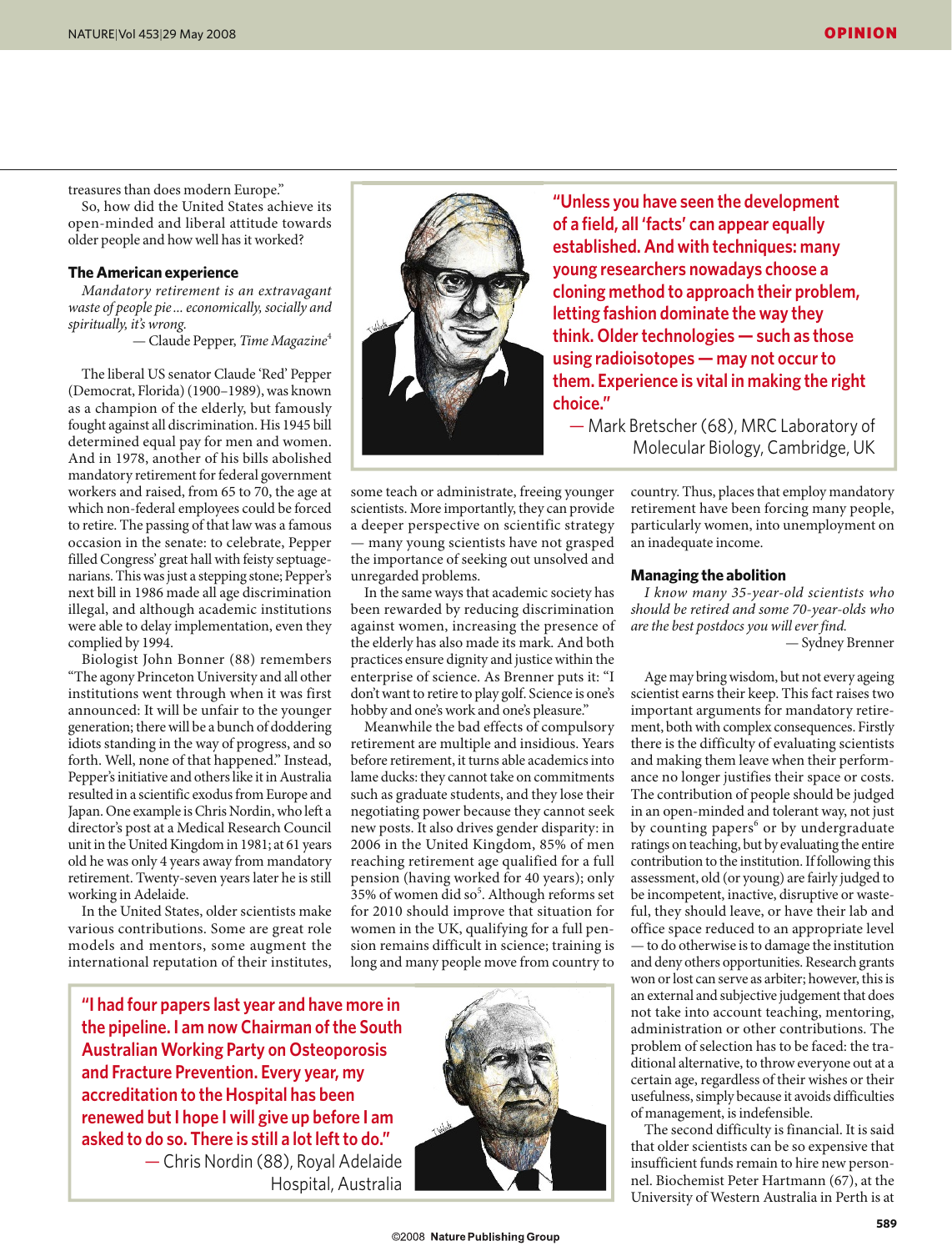treasures than does modern Europe."

So, how did the United States achieve its open-minded and liberal attitude towards older people and how well has it worked?

### The American experience

*Mandatory retirement is an extravagant waste of people pie ... economically, socially and spiritually, it's wrong.*

— Claude Pepper, *Time Magazine*[4]

The liberal US senator Claude 'Red' Pepper (Democrat, Florida) (1900–1989), was known as a champion of the elderly, but famously fought against all discrimination. His 1945 bill determined equal pay for men and women. And in 1978, another of his bills abolished mandatory retirement for federal government workers and raised, from 65 to 70, the age at which non-federal employees could be forced to retire. The passing of that law was a famous occasion in the senate: to celebrate, Pepper filled Congress' great hall with feisty septuagenarians. This was just a stepping stone; Pepper's next bill in 1986 made all age discrimination illegal, and although academic institutions were able to delay implementation, even they complied by 1994.

Biologist John Bonner (88) remembers "The agony Princeton University and all other institutions went through when it was first announced: It will be unfair to the younger generation; there will be a bunch of doddering idiots standing in the way of progress, and so forth. Well, none of that happened." Instead, Pepper's initiative and others like it in Australia resulted in a scientific exodus from Europe and Japan. One example is Chris Nordin, who left a director's post at a Medical Research Council unit in the United Kingdom in 1981; at 61 years old he was only 4 years away from mandatory retirement. Twenty-seven years later he is still working in Adelaide.

In the United States, older scientists make various contributions. Some are great role models and mentors, some augment the international reputation of their institutes, some teach or administrate, freeing younger scientists. More importantly, they can provide a deeper perspective on scientific strategy — many young scientists have not grasped the importance of seeking out unsolved and unregarded problems.

> **"Unless you have seen the development of a field, all 'facts' can appear equally established. And with techniques: many young researchers nowadays choose a cloning method to approach their problem, letting fashion dominate the way they think. Older technologies — such as those using radioisotopes — may not occur to them. Experience is vital in making the right choice."**
>
> — Mark Bretscher (68), MRC Laboratory of Molecular Biology, Cambridge, UK

In the same ways that academic society has been rewarded by reducing discrimination against women, increasing the presence of the elderly has also made its mark. And both practices ensure dignity and justice within the enterprise of science. As Brenner puts it: "I don't want to retire to play golf. Science is one's hobby and one's work and one's pleasure."

Meanwhile the bad effects of compulsory retirement are multiple and insidious. Years before retirement, it turns able academics into lame ducks: they cannot take on commitments such as graduate students, and they lose their negotiating power because they cannot seek new posts. It also drives gender disparity: in 2006 in the United Kingdom, 85% of men reaching retirement age qualified for a full pension (having worked for 40 years); only 35% of women did so[5]. Although reforms set for 2010 should improve that situation for women in the UK, qualifying for a full pension remains difficult in science; training is long and many people move from country to country. Thus, places that employ mandatory retirement have been forcing many people, particularly women, into unemployment on an inadequate income.

> **"I had four papers last year and have more in the pipeline. I am now Chairman of the South Australian Working Party on Osteoporosis and Fracture Prevention. Every year, my accreditation to the Hospital has been renewed but I hope I will give up before I am asked to do so. There is still a lot left to do."**
>
> — Chris Nordin (88), Royal Adelaide Hospital, Australia

### Managing the abolition

*I know many 35-year-old scientists who should be retired and some 70-year-olds who are the best postdocs you will ever find.*

— Sydney Brenner

Age may bring wisdom, but not every ageing scientist earns their keep. This fact raises two important arguments for mandatory retirement, both with complex consequences. Firstly there is the difficulty of evaluating scientists and making them leave when their performance no longer justifies their space or costs. The contribution of people should be judged in an open-minded and tolerant way, not just by counting papers[6] or by undergraduate ratings on teaching, but by evaluating the entire contribution to the institution. If following this assessment, old (or young) are fairly judged to be incompetent, inactive, disruptive or wasteful, they should leave, or have their lab and office space reduced to an appropriate level — to do otherwise is to damage the institution and deny others opportunities. Research grants won or lost can serve as arbiter; however, this is an external and subjective judgement that does not take into account teaching, mentoring, administration or other contributions. The problem of selection has to be faced: the traditional alternative, to throw everyone out at a certain age, regardless of their wishes or their usefulness, simply because it avoids difficulties of management, is indefensible.

The second difficulty is financial. It is said that older scientists can be so expensive that insufficient funds remain to hire new personnel. Biochemist Peter Hartmann (67), at the University of Western Australia in Perth is at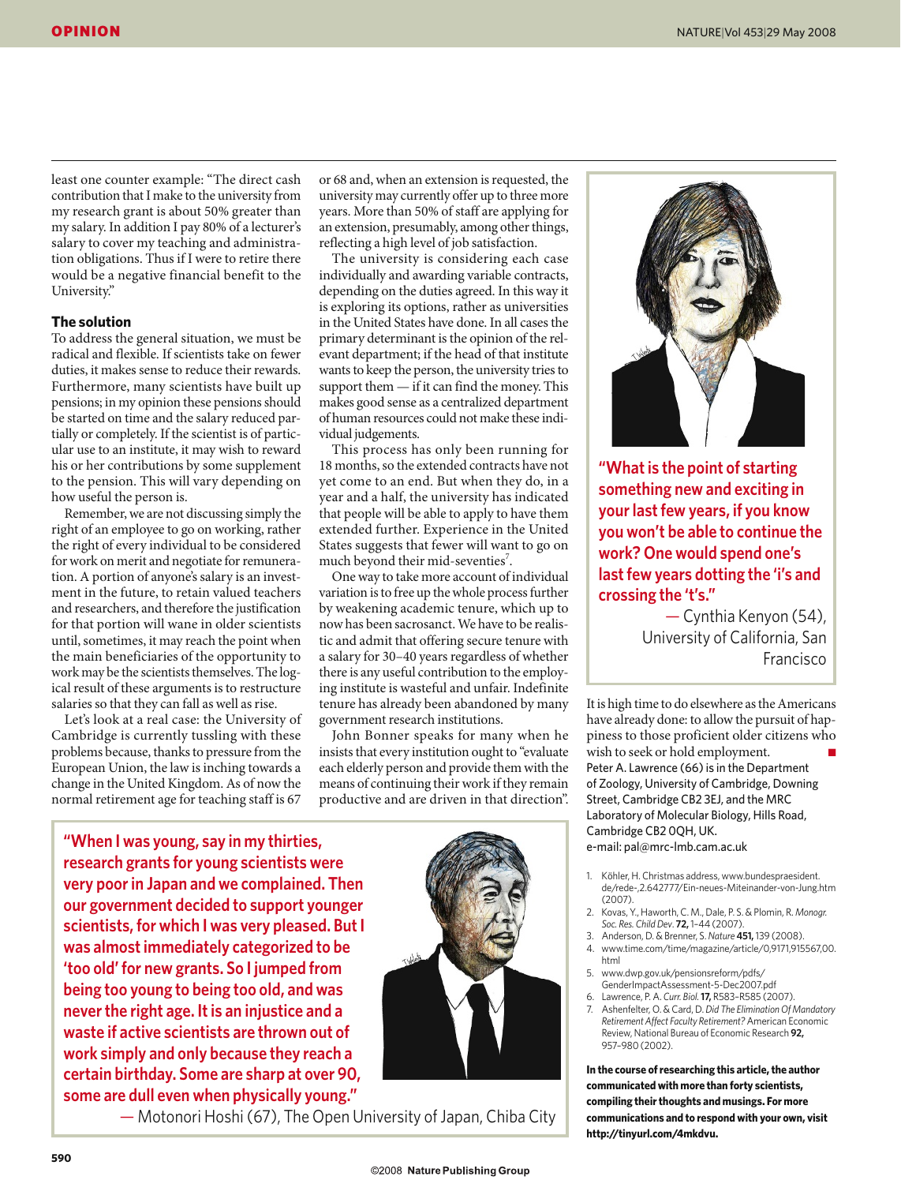least one counter example: "The direct cash contribution that I make to the university from my research grant is about 50% greater than my salary. In addition I pay 80% of a lecturer's salary to cover my teaching and administration obligations. Thus if I were to retire there would be a negative financial benefit to the University."

## The solution

To address the general situation, we must be radical and flexible. If scientists take on fewer duties, it makes sense to reduce their rewards. Furthermore, many scientists have built up pensions; in my opinion these pensions should be started on time and the salary reduced partially or completely. If the scientist is of particular use to an institute, it may wish to reward his or her contributions by some supplement to the pension. This will vary depending on how useful the person is.

Remember, we are not discussing simply the right of an employee to go on working, rather the right of every individual to be considered for work on merit and negotiate for remuneration. A portion of anyone's salary is an investment in the future, to retain valued teachers and researchers, and therefore the justification for that portion will wane in older scientists until, sometimes, it may reach the point when the main beneficiaries of the opportunity to work may be the scientists themselves. The logical result of these arguments is to restructure salaries so that they can fall as well as rise.

Let's look at a real case: the University of Cambridge is currently tussling with these problems because, thanks to pressure from the European Union, the law is inching towards a change in the United Kingdom. As of now the normal retirement age for teaching staff is 67 or 68 and, when an extension is requested, the university may currently offer up to three more years. More than 50% of staff are applying for an extension, presumably, among other things, reflecting a high level of job satisfaction.

The university is considering each case individually and awarding variable contracts, depending on the duties agreed. In this way it is exploring its options, rather as universities in the United States have done. In all cases the primary determinant is the opinion of the relevant department; if the head of that institute wants to keep the person, the university tries to support them — if it can find the money. This makes good sense as a centralized department of human resources could not make these individual judgements.

This process has only been running for 18 months, so the extended contracts have not yet come to an end. But when they do, in a year and a half, the university has indicated that people will be able to apply to have them extended further. Experience in the United States suggests that fewer will want to go on much beyond their mid-seventies[7].

One way to take more account of individual variation is to free up the whole process further by weakening academic tenure, which up to now has been sacrosanct. We have to be realistic and admit that offering secure tenure with a salary for 30–40 years regardless of whether there is any useful contribution to the employing institute is wasteful and unfair. Indefinite tenure has already been abandoned by many government research institutions.

John Bonner speaks for many when he insists that every institution ought to "evaluate each elderly person and provide them with the means of continuing their work if they remain productive and are driven in that direction".

It is high time to do elsewhere as the Americans have already done: to allow the pursuit of happiness to those proficient older citizens who wish to seek or hold employment. ■

Peter A. Lawrence (66) is in the Department of Zoology, University of Cambridge, Downing Street, Cambridge CB2 3EJ, and the MRC Laboratory of Molecular Biology, Hills Road, Cambridge CB2 0QH, UK.
e-mail: pal@mrc-lmb.cam.ac.uk

> "What is the point of starting something new and exciting in your last few years, if you know you won't be able to continue the work? One would spend one's last few years dotting the 'i's and crossing the 't's."
>
> — Cynthia Kenyon (54), University of California, San Francisco

> "When I was young, say in my thirties, research grants for young scientists were very poor in Japan and we complained. Then our government decided to support younger scientists, for which I was very pleased. But I was almost immediately categorized to be 'too old' for new grants. So I jumped from being too young to being too old, and was never the right age. It is an injustice and a waste if active scientists are thrown out of work simply and only because they reach a certain birthday. Some are sharp at over 90, some are dull even when physically young."
>
> — Motonori Hoshi (67), The Open University of Japan, Chiba City

1. Köhler, H. Christmas address, www.bundespraesident.de/rede-,2.642777/Ein-neues-Miteinander-von-Jung.htm (2007).
2. Kovas, Y., Haworth, C. M., Dale, P. S. & Plomin, R. *Monogr. Soc. Res. Child Dev.* **72,** 1–44 (2007).
3. Anderson, D. & Brenner, S. *Nature* **451,** 139 (2008).
4. www.time.com/time/magazine/article/0,9171,915567,00.html
5. www.dwp.gov.uk/pensionsreform/pdfs/GenderImpactAssessment-5-Dec2007.pdf
6. Lawrence, P. A. *Curr. Biol.* **17,** R583–R585 (2007).
7. Ashenfelter, O. & Card, D. *Did The Elimination Of Mandatory Retirement Affect Faculty Retirement?* American Economic Review, National Bureau of Economic Research **92,** 957–980 (2002).

**In the course of researching this article, the author communicated with more than forty scientists, compiling their thoughts and musings. For more communications and to respond with your own, visit http://tinyurl.com/4mkdvu.**